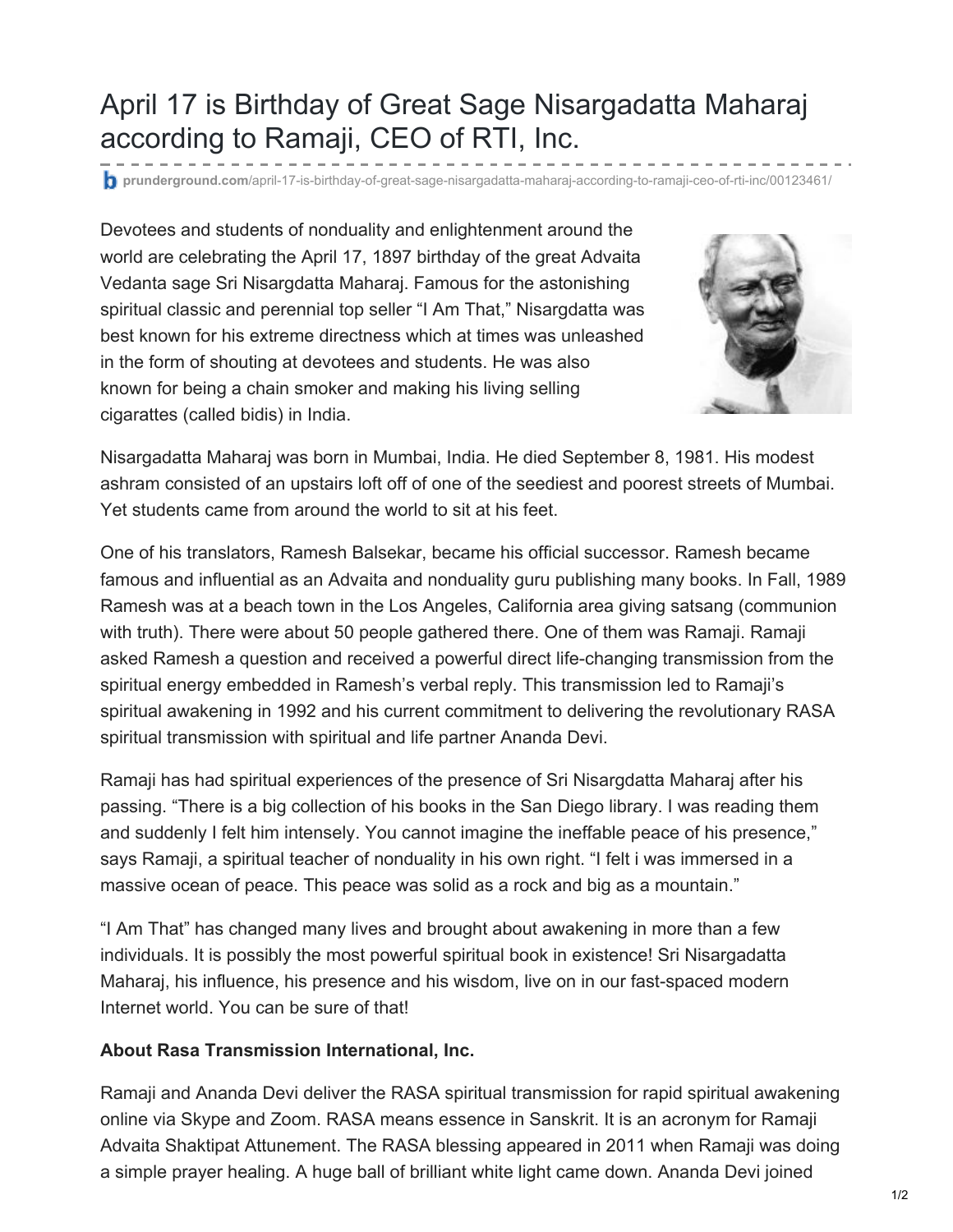# April 17 is Birthday of Great Sage Nisargadatta Maharaj according to Ramaji, CEO of RTI, Inc.

prunderground.com/april-17-is-birthday-of-great-sage-nisargadatta-maharaj-according-to-ramaji-ceo-of-rti-inc/00123461/

Devotees and students of nonduality and enlightenment around the world are celebrating the April 17, 1897 birthday of the great Advaita Vedanta sage Sri Nisargadatta Maharaj. Famous for the astonishing spiritual classic and perennial top seller "I Am That," Nisargadatta was best known for his extreme directness which at times was unleashed in the form of shouting at devotees and students. He was also known for being a chain smoker and making his living selling cigarattes (called bidis) in India.

Nisargadatta Maharaj was born in Mumbai, India. He died September 8, 1981. His modest ashram consisted of an upstairs loft off of one of the seediest and poorest streets of Mumbai. Yet students came from around the world to sit at his feet.

One of his translators, Ramesh Balsekar, became his official successor. Ramesh became famous and influential as an Advaita and nonduality guru publishing many books. In Fall, 1989 Ramesh was at a beach town in the Los Angeles, California area giving satsang (communion with truth). There were about 50 people gathered there. One of them was Ramaji. Ramaji asked Ramesh a question and received a powerful direct life-changing transmission from the spiritual energy embedded in Ramesh's verbal reply. This transmission led to Ramaji's spiritual awakening in 1992 and his current commitment to delivering the revolutionary RASA spiritual transmission with spiritual and life partner Ananda Devi.

Ramaji has had spiritual experiences of the presence of Sri Nisargdatta Maharaj after his passing. "There is a big collection of his books in the San Diego library. I was reading them and suddenly I felt him intensely. You cannot imagine the ineffable peace of his presence," says Ramaji, a spiritual teacher of nonduality in his own right. "I felt i was immersed in a massive ocean of peace. This peace was solid as a rock and big as a mountain."

"I Am That" has changed many lives and brought about awakening in more than a few individuals. It is possibly the most powerful spiritual book in existence! Sri Nisargadatta Maharaj, his influence, his presence and his wisdom, live on in our fast-spaced modern Internet world. You can be sure of that!

**About Rasa Transmission International, Inc.**

Ramaji and Ananda Devi deliver the RASA spiritual transmission for rapid spiritual awakening online via Skype and Zoom. RASA means essence in Sanskrit. It is an acronym for Ramaji Advaita Shaktipat Attunement. The RASA blessing appeared in 2011 when Ramaji was doing a simple prayer healing. A huge ball of brilliant white light came down. Ananda Devi joined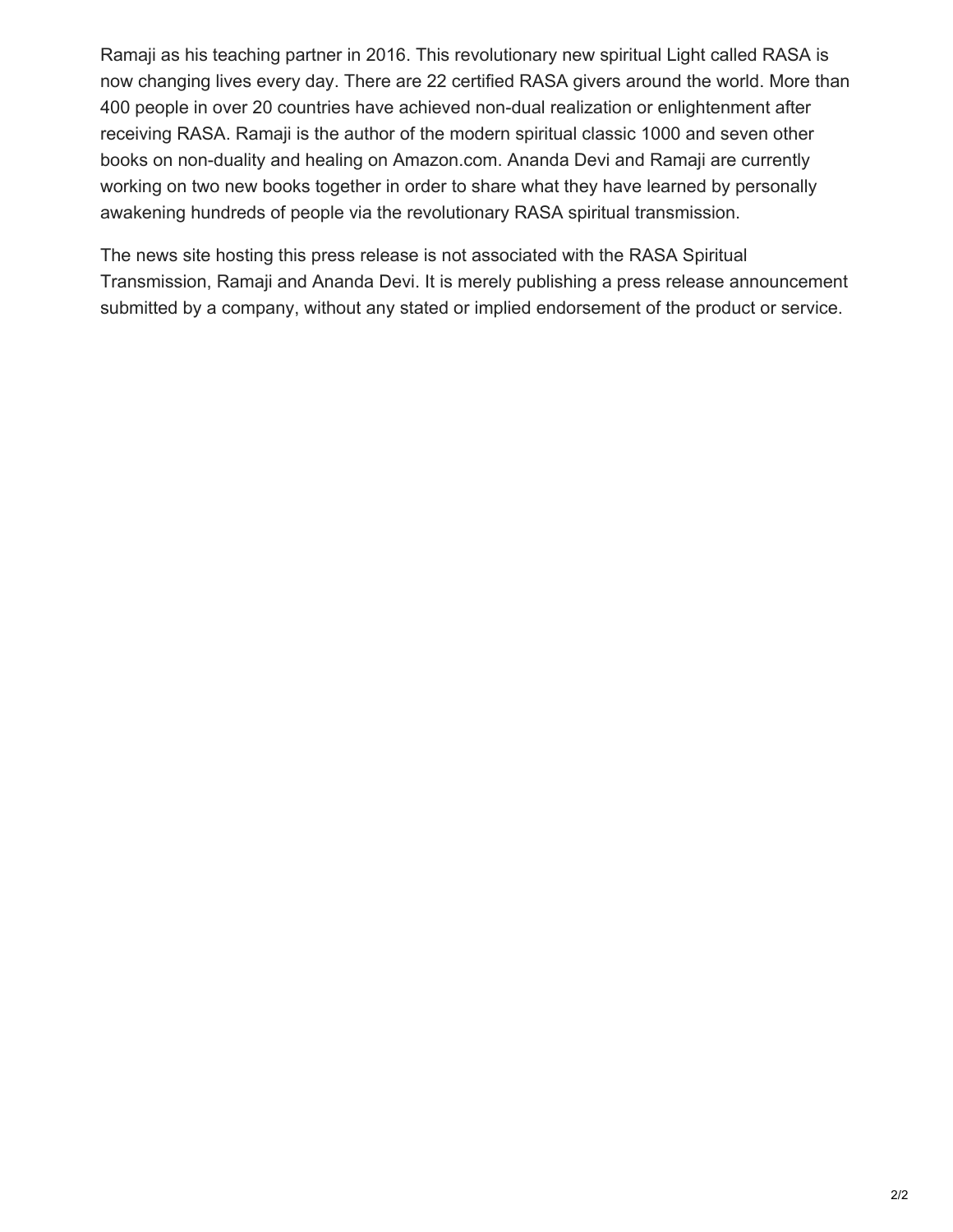Ramaji as his teaching partner in 2016. This revolutionary new spiritual Light called RASA is now changing lives every day. There are 22 certified RASA givers around the world. More than 400 people in over 20 countries have achieved non-dual realization or enlightenment after receiving RASA. Ramaji is the author of the modern spiritual classic 1000 and seven other books on non-duality and healing on Amazon.com. Ananda Devi and Ramaji are currently working on two new books together in order to share what they have learned by personally awakening hundreds of people via the revolutionary RASA spiritual transmission.

The news site hosting this press release is not associated with the RASA Spiritual Transmission, Ramaji and Ananda Devi. It is merely publishing a press release announcement submitted by a company, without any stated or implied endorsement of the product or service.